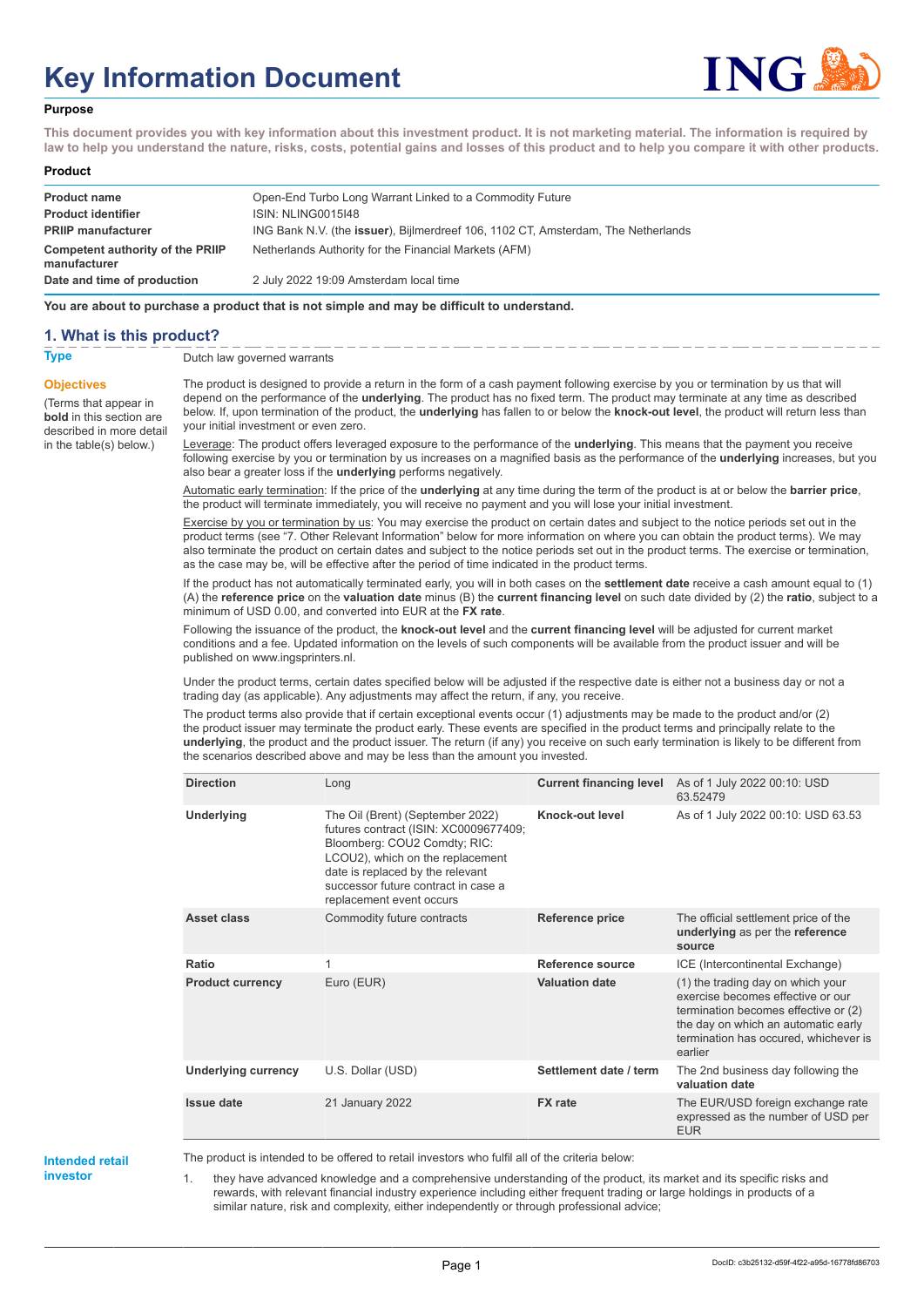# Key Information Document

**Purpose**

**This document provides you with key information about this investment product. It is not marketing material. The information is required by law to help you understand the nature, risks, costs, potential gains and losses of this product and to help you compare it with other products.**

**Product**

| | |
|---|---|
| **Product name** | Open-End Turbo Long Warrant Linked to a Commodity Future |
| **Product identifier** | ISIN: NLING0015I48 |
| **PRIIP manufacturer** | ING Bank N.V. (the **issuer**), Bijlmerdreef 106, 1102 CT, Amsterdam, The Netherlands |
| **Competent authority of the PRIIP manufacturer** | Netherlands Authority for the Financial Markets (AFM) |
| **Date and time of production** | 2 July 2022 19:09 Amsterdam local time |

**You are about to purchase a product that is not simple and may be difficult to understand.**

## 1. What is this product?

**Type**

Dutch law governed warrants

**Objectives**

(Terms that appear in **bold** in this section are described in more detail in the table(s) below.)

The product is designed to provide a return in the form of a cash payment following exercise by you or termination by us that will depend on the performance of the **underlying**. The product has no fixed term. The product may terminate at any time as described below. If, upon termination of the product, the **underlying** has fallen to or below the **knock-out level**, the product will return less than your initial investment or even zero.

Leverage: The product offers leveraged exposure to the performance of the **underlying**. This means that the payment you receive following exercise by you or termination by us increases on a magnified basis as the performance of the **underlying** increases, but you also bear a greater loss if the **underlying** performs negatively.

Automatic early termination: If the price of the **underlying** at any time during the term of the product is at or below the **barrier price**, the product will terminate immediately, you will receive no payment and you will lose your initial investment.

Exercise by you or termination by us: You may exercise the product on certain dates and subject to the notice periods set out in the product terms (see "7. Other Relevant Information" below for more information on where you can obtain the product terms). We may also terminate the product on certain dates and subject to the notice periods set out in the product terms. The exercise or termination, as the case may be, will be effective after the period of time indicated in the product terms.

If the product has not automatically terminated early, you will in both cases on the **settlement date** receive a cash amount equal to (1) (A) the **reference price** on the **valuation date** minus (B) the **current financing level** on such date divided by (2) the **ratio**, subject to a minimum of USD 0.00, and converted into EUR at the **FX rate**.

Following the issuance of the product, the **knock-out level** and the **current financing level** will be adjusted for current market conditions and a fee. Updated information on the levels of such components will be available from the product issuer and will be published on www.ingsprinters.nl.

Under the product terms, certain dates specified below will be adjusted if the respective date is either not a business day or not a trading day (as applicable). Any adjustments may affect the return, if any, you receive.

The product terms also provide that if certain exceptional events occur (1) adjustments may be made to the product and/or (2) the product issuer may terminate the product early. These events are specified in the product terms and principally relate to the **underlying**, the product and the product issuer. The return (if any) you receive on such early termination is likely to be different from the scenarios described above and may be less than the amount you invested.

| | | | |
|---|---|---|---|
| **Direction** | Long | **Current financing level** | As of 1 July 2022 00:10: USD 63.52479 |
| **Underlying** | The Oil (Brent) (September 2022) futures contract (ISIN: XC0009677409; Bloomberg: COU2 Comdty; RIC: LCOU2), which on the replacement date is replaced by the relevant successor future contract in case a replacement event occurs | **Knock-out level** | As of 1 July 2022 00:10: USD 63.53 |
| **Asset class** | Commodity future contracts | **Reference price** | The official settlement price of the **underlying** as per the **reference source** |
| **Ratio** | 1 | **Reference source** | ICE (Intercontinental Exchange) |
| **Product currency** | Euro (EUR) | **Valuation date** | (1) the trading day on which your exercise becomes effective or our termination becomes effective or (2) the day on which an automatic early termination has occured, whichever is earlier |
| **Underlying currency** | U.S. Dollar (USD) | **Settlement date / term** | The 2nd business day following the **valuation date** |
| **Issue date** | 21 January 2022 | **FX rate** | The EUR/USD foreign exchange rate expressed as the number of USD per EUR |

**Intended retail investor**

The product is intended to be offered to retail investors who fulfil all of the criteria below:

1. they have advanced knowledge and a comprehensive understanding of the product, its market and its specific risks and rewards, with relevant financial industry experience including either frequent trading or large holdings in products of a similar nature, risk and complexity, either independently or through professional advice;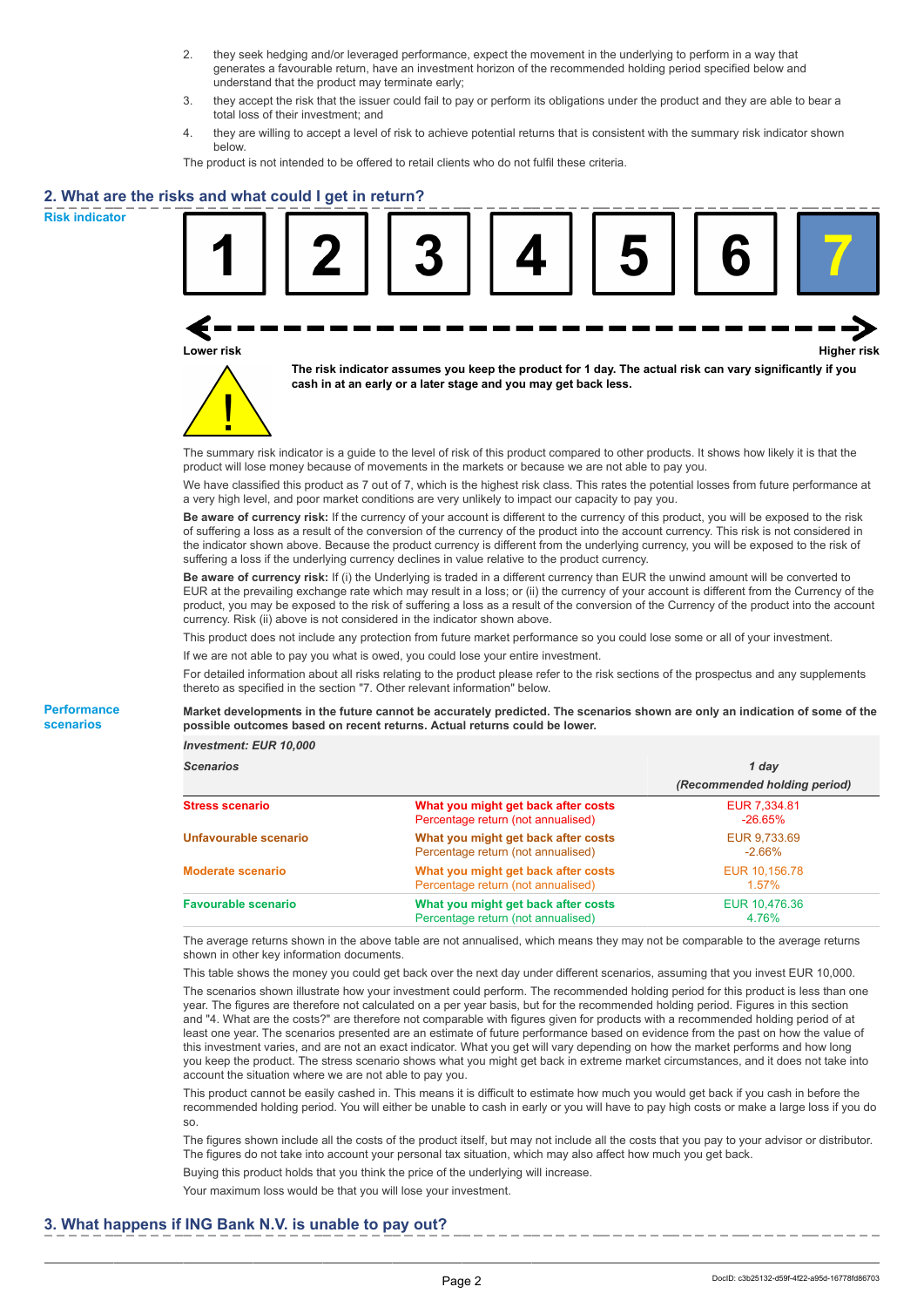2. they seek hedging and/or leveraged performance, expect the movement in the underlying to perform in a way that generates a favourable return, have an investment horizon of the recommended holding period specified below and understand that the product may terminate early;
3. they accept the risk that the issuer could fail to pay or perform its obligations under the product and they are able to bear a total loss of their investment; and
4. they are willing to accept a level of risk to achieve potential returns that is consistent with the summary risk indicator shown below.

The product is not intended to be offered to retail clients who do not fulfil these criteria.

## 2. What are the risks and what could I get in return?

**Risk indicator**

| 1 | 2 | 3 | 4 | 5 | 6 | **7** |
|---|---|---|---|---|---|---|

Lower risk ← → Higher risk

**The risk indicator assumes you keep the product for 1 day. The actual risk can vary significantly if you cash in at an early or a later stage and you may get back less.**

The summary risk indicator is a guide to the level of risk of this product compared to other products. It shows how likely it is that the product will lose money because of movements in the markets or because we are not able to pay you.

We have classified this product as 7 out of 7, which is the highest risk class. This rates the potential losses from future performance at a very high level, and poor market conditions are very unlikely to impact our capacity to pay you.

**Be aware of currency risk:** If the currency of your account is different to the currency of this product, you will be exposed to the risk of suffering a loss as a result of the conversion of the currency of the product into the account currency. This risk is not considered in the indicator shown above. Because the product currency is different from the underlying currency, you will be exposed to the risk of suffering a loss if the underlying currency declines in value relative to the product currency.

**Be aware of currency risk:** If (i) the Underlying is traded in a different currency than EUR the unwind amount will be converted to EUR at the prevailing exchange rate which may result in a loss; or (ii) the currency of your account is different from the Currency of the product, you may be exposed to the risk of suffering a loss as a result of the conversion of the Currency of the product into the account currency. Risk (ii) above is not considered in the indicator shown above.

This product does not include any protection from future market performance so you could lose some or all of your investment.

If we are not able to pay you what is owed, you could lose your entire investment.

For detailed information about all risks relating to the product please refer to the risk sections of the prospectus and any supplements thereto as specified in the section "7. Other relevant information" below.

**Performance scenarios**

**Market developments in the future cannot be accurately predicted. The scenarios shown are only an indication of some of the possible outcomes based on recent returns. Actual returns could be lower.**

| *Investment: EUR 10,000* | | |
|---|---|---|
| ***Scenarios*** | | ***1 day (Recommended holding period)*** |
| **Stress scenario** | **What you might get back after costs** / Percentage return (not annualised) | EUR 7,334.81 / -26.65% |
| **Unfavourable scenario** | **What you might get back after costs** / Percentage return (not annualised) | EUR 9,733.69 / -2.66% |
| **Moderate scenario** | **What you might get back after costs** / Percentage return (not annualised) | EUR 10,156.78 / 1.57% |
| **Favourable scenario** | **What you might get back after costs** / Percentage return (not annualised) | EUR 10,476.36 / 4.76% |

The average returns shown in the above table are not annualised, which means they may not be comparable to the average returns shown in other key information documents.

This table shows the money you could get back over the next day under different scenarios, assuming that you invest EUR 10,000.

The scenarios shown illustrate how your investment could perform. The recommended holding period for this product is less than one year. The figures are therefore not calculated on a per year basis, but for the recommended holding period. Figures in this section and "4. What are the costs?" are therefore not comparable with figures given for products with a recommended holding period of at least one year. The scenarios presented are an estimate of future performance based on evidence from the past on how the value of this investment varies, and are not an exact indicator. What you get will vary depending on how the market performs and how long you keep the product. The stress scenario shows what you might get back in extreme market circumstances, and it does not take into account the situation where we are not able to pay you.

This product cannot be easily cashed in. This means it is difficult to estimate how much you would get back if you cash in before the recommended holding period. You will either be unable to cash in early or you will have to pay high costs or make a large loss if you do so.

The figures shown include all the costs of the product itself, but may not include all the costs that you pay to your advisor or distributor. The figures do not take into account your personal tax situation, which may also affect how much you get back.

Buying this product holds that you think the price of the underlying will increase.

Your maximum loss would be that you will lose your investment.

## 3. What happens if ING Bank N.V. is unable to pay out?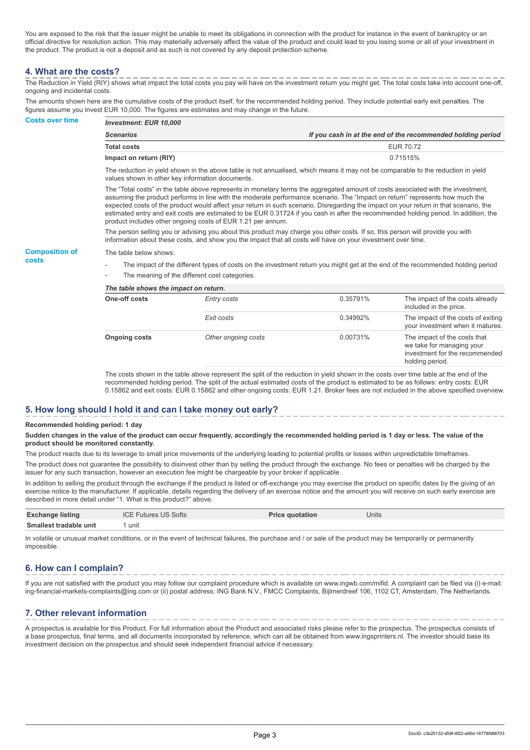You are exposed to the risk that the issuer might be unable to meet its obligations in connection with the product for instance in the event of bankruptcy or an official directive for resolution action. This may materially adversely affect the value of the product and could lead to you losing some or all of your investment in the product. The product is not a deposit and as such is not covered by any deposit protection scheme.

## 4. What are the costs?

The Reduction in Yield (RIY) shows what impact the total costs you pay will have on the investment return you might get. The total costs take into account one-off, ongoing and incidental costs.

The amounts shown here are the cumulative costs of the product itself, for the recommended holding period. They include potential early exit penalties. The figures assume you invest EUR 10,000. The figures are estimates and may change in the future.

### Costs over time

| *Investment: EUR 10,000* | |
|---|---|
| ***Scenarios*** | ***If you cash in at the end of the recommended holding period*** |
| **Total costs** | EUR 70.72 |
| **Impact on return (RIY)** | 0.71515% |

The reduction in yield shown in the above table is not annualised, which means it may not be comparable to the reduction in yield values shown in other key information documents.

The “Total costs” in the table above represents in monetary terms the aggregated amount of costs associated with the investment, assuming the product performs in line with the moderate performance scenario. The “Impact on return” represents how much the expected costs of the product would affect your return in such scenario. Disregarding the impact on your return in that scenario, the estimated entry and exit costs are estimated to be EUR 0.31724 if you cash in after the recommended holding period. In addition, the product includes other ongoing costs of EUR 1.21 per annum.

The person selling you or advising you about this product may charge you other costs. If so, this person will provide you with information about these costs, and show you the impact that all costs will have on your investment over time.

### Composition of costs

The table below shows:

- The impact of the different types of costs on the investment return you might get at the end of the recommended holding period
- The meaning of the different cost categories.

| *The table shows the impact on return.* | | | |
|---|---|---|---|
| **One-off costs** | *Entry costs* | 0.35791% | The impact of the costs already included in the price. |
| | *Exit costs* | 0.34992% | The impact of the costs of exiting your investment when it matures. |
| **Ongoing costs** | *Other ongoing costs* | 0.00731% | The impact of the costs that we take for managing your investment for the recommended holding period. |

The costs shown in the table above represent the split of the reduction in yield shown in the costs over time table at the end of the recommended holding period. The split of the actual estimated costs of the product is estimated to be as follows: entry costs: EUR 0.15862 and exit costs: EUR 0.15862 and other ongoing costs: EUR 1.21. Broker fees are not included in the above specified overview.

## 5. How long should I hold it and can I take money out early?

**Recommended holding period: 1 day**

**Sudden changes in the value of the product can occur frequently, accordingly the recommended holding period is 1 day or less. The value of the product should be monitored constantly.**

The product reacts due to its leverage to small price movements of the underlying leading to potential profits or losses within unpredictable timeframes.

The product does not guarantee the possibility to disinvest other than by selling the product through the exchange. No fees or penalties will be charged by the issuer for any such transaction, however an execution fee might be chargeable by your broker if applicable.

In addition to selling the product through the exchange if the product is listed or off-exchange you may exercise the product on specific dates by the giving of an exercise notice to the manufacturer. If applicable, details regarding the delivery of an exercise notice and the amount you will receive on such early exercise are described in more detail under “1. What is this product?” above.

| | | | |
|---|---|---|---|
| **Exchange listing** | ICE Futures US Softs | **Price quotation** | Units |
| **Smallest tradable unit** | 1 unit | | |

In volatile or unusual market conditions, or in the event of technical failures, the purchase and / or sale of the product may be temporarily or permanently impossible.

## 6. How can I complain?

If you are not satisfied with the product you may follow our complaint procedure which is available on www.ingwb.com/mifid. A complaint can be filed via (i) e-mail: ing-financial-markets-complaints@ing.com or (ii) postal address: ING Bank N.V., FMCC Complaints, Bijlmerdreef 106, 1102 CT, Amsterdam, The Netherlands.

## 7. Other relevant information

A prospectus is available for this Product. For full information about the Product and associated risks please refer to the prospectus. The prospectus consists of a base prospectus, final terms, and all documents incorporated by reference, which can all be obtained from www.ingsprinters.nl. The investor should base its investment decision on the prospectus and should seek independent financial advice if necessary.